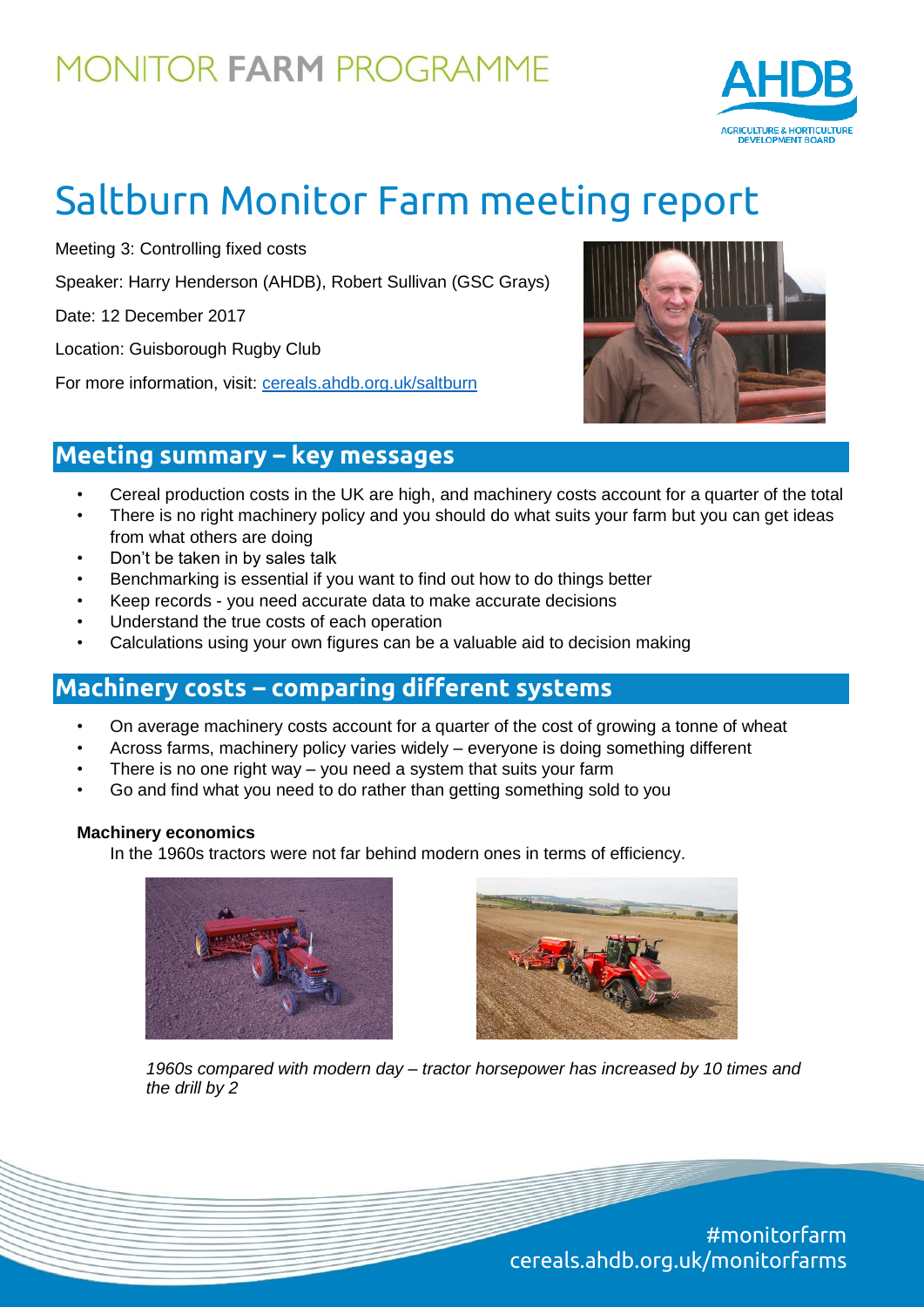# MONITOR FARM PROGRAMME

# Saltburn Monitor Farm meeting report

Meeting 3: Controlling fixed costs

Speaker: Harry Henderson (AHDB), Robert Sullivan (GSC Grays)

Date: 12 December 2017

Location: Guisborough Rugby Club

For more information, visit: cereals.ahdb.org.uk/saltburn

## Meeting summary – key messages

- Cereal production costs in the UK are high, and machinery costs account for a quarter of the total
- There is no right machinery policy and you should do what suits your farm but you can get ideas from what others are doing
- Don't be taken in by sales talk
- Benchmarking is essential if you want to find out how to do things better
- Keep records - you need accurate data to make accurate decisions
- Understand the true costs of each operation
- Calculations using your own figures can be a valuable aid to decision making

## Machinery costs – comparing different systems

- On average machinery costs account for a quarter of the cost of growing a tonne of wheat
- Across farms, machinery policy varies widely – everyone is doing something different
- There is no one right way – you need a system that suits your farm
- Go and find what you need to do rather than getting something sold to you

**Machinery economics**

In the 1960s tractors were not far behind modern ones in terms of efficiency.

*1960s compared with modern day – tractor horsepower has increased by 10 times and the drill by 2*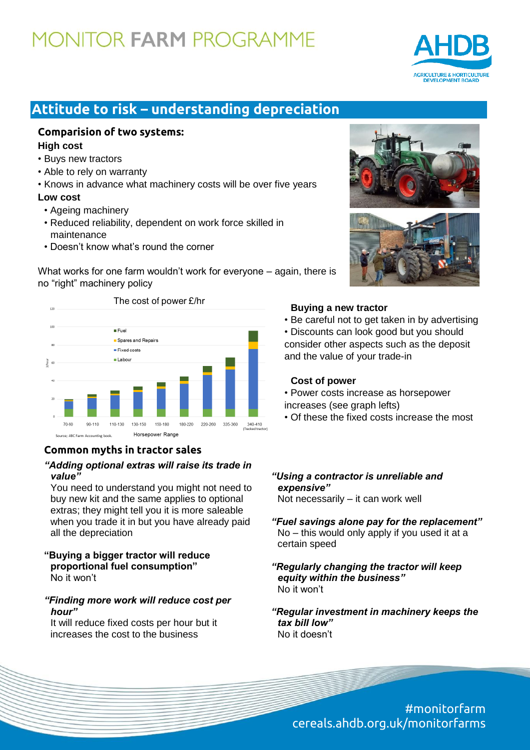# MONITOR FARM PROGRAMME

## Attitude to risk – understanding depreciation

### Comparision of two systems:

**High cost**

- Buys new tractors
- Able to rely on warranty
- Knows in advance what machinery costs will be over five years

**Low cost**

- Ageing machinery
- Reduced reliability, dependent on work force skilled in maintenance
- Doesn't know what's round the corner

What works for one farm wouldn't work for everyone – again, there is no "right" machinery policy

The cost of power £/hr

Source; ABC Farm Accounting book.

### Buying a new tractor

- Be careful not to get taken in by advertising
- Discounts can look good but you should consider other aspects such as the deposit and the value of your trade-in

### Cost of power

- Power costs increase as horsepower increases (see graph lefts)
- Of these the fixed costs increase the most

### Common myths in tractor sales

***"Adding optional extras will raise its trade in value"***
You need to understand you might not need to buy new kit and the same applies to optional extras; they might tell you it is more saleable when you trade it in but you have already paid all the depreciation

**"Buying a bigger tractor will reduce proportional fuel consumption"**
No it won't

***"Finding more work will reduce cost per hour"***
It will reduce fixed costs per hour but it increases the cost to the business

***"Using a contractor is unreliable and expensive"***
Not necessarily – it can work well

***"Fuel savings alone pay for the replacement"***
No – this would only apply if you used it at a certain speed

***"Regularly changing the tractor will keep equity within the business"***
No it won't

***"Regular investment in machinery keeps the tax bill low"***
No it doesn't

#monitorfarm
cereals.ahdb.org.uk/monitorfarms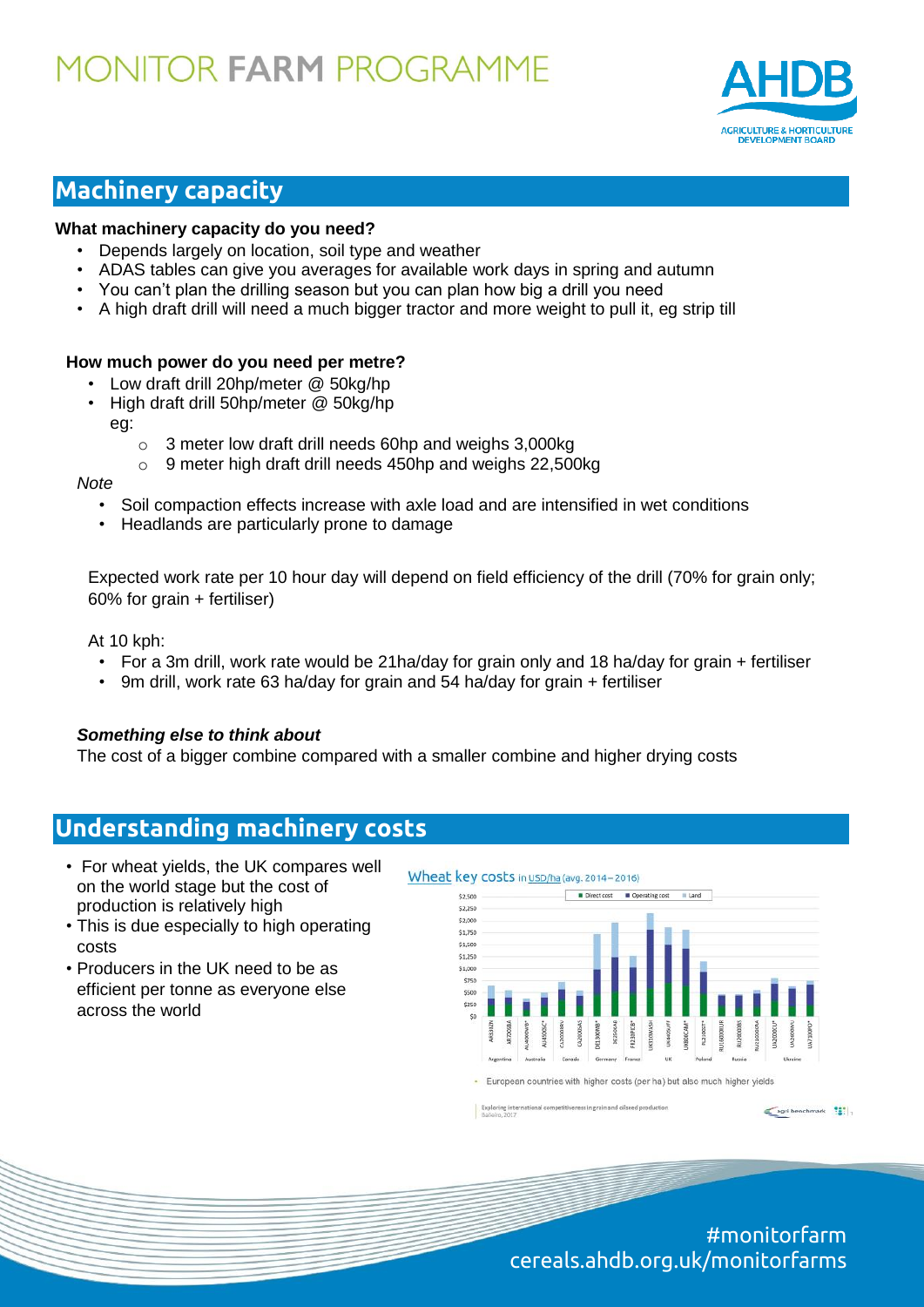# MONITOR FARM PROGRAMME

## Machinery capacity

**What machinery capacity do you need?**

- Depends largely on location, soil type and weather
- ADAS tables can give you averages for available work days in spring and autumn
- You can't plan the drilling season but you can plan how big a drill you need
- A high draft drill will need a much bigger tractor and more weight to pull it, eg strip till

**How much power do you need per metre?**

- Low draft drill 20hp/meter @ 50kg/hp
- High draft drill 50hp/meter @ 50kg/hp

  eg:
  - 3 meter low draft drill needs 60hp and weighs 3,000kg
  - 9 meter high draft drill needs 450hp and weighs 22,500kg

*Note*

- Soil compaction effects increase with axle load and are intensified in wet conditions
- Headlands are particularly prone to damage

Expected work rate per 10 hour day will depend on field efficiency of the drill (70% for grain only; 60% for grain + fertiliser)

At 10 kph:

- For a 3m drill, work rate would be 21ha/day for grain only and 18 ha/day for grain + fertiliser
- 9m drill, work rate 63 ha/day for grain and 54 ha/day for grain + fertiliser

***Something else to think about***

The cost of a bigger combine compared with a smaller combine and higher drying costs

## Understanding machinery costs

- For wheat yields, the UK compares well on the world stage but the cost of production is relatively high
- This is due especially to high operating costs
- Producers in the UK need to be as efficient per tonne as everyone else across the world

Wheat key costs in USD/ha (avg. 2014–2016)

- European countries with higher costs (per ha) but also much higher yields

Exploring international competitiveness in grain and oilseed production
Baleiro, 2017

#monitorfarm
cereals.ahdb.org.uk/monitorfarms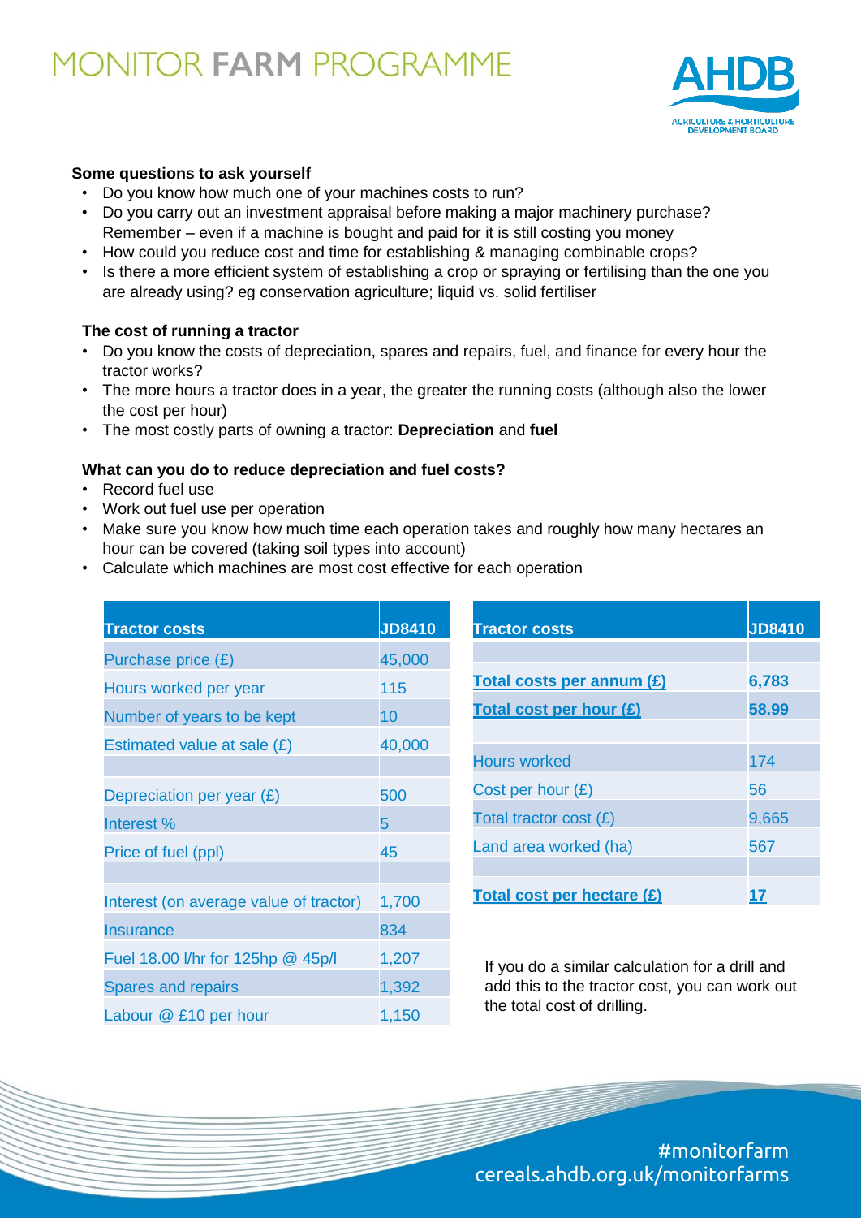# MONITOR FARM PROGRAMME

### Some questions to ask yourself

- Do you know how much one of your machines costs to run?
- Do you carry out an investment appraisal before making a major machinery purchase? Remember – even if a machine is bought and paid for it is still costing you money
- How could you reduce cost and time for establishing & managing combinable crops?
- Is there a more efficient system of establishing a crop or spraying or fertilising than the one you are already using? eg conservation agriculture; liquid vs. solid fertiliser

### The cost of running a tractor

- Do you know the costs of depreciation, spares and repairs, fuel, and finance for every hour the tractor works?
- The more hours a tractor does in a year, the greater the running costs (although also the lower the cost per hour)
- The most costly parts of owning a tractor: **Depreciation** and **fuel**

### What can you do to reduce depreciation and fuel costs?

- Record fuel use
- Work out fuel use per operation
- Make sure you know how much time each operation takes and roughly how many hectares an hour can be covered (taking soil types into account)
- Calculate which machines are most cost effective for each operation

| Tractor costs | JD8410 |
|---|---|
| Purchase price (£) | 45,000 |
| Hours worked per year | 115 |
| Number of years to be kept | 10 |
| Estimated value at sale (£) | 40,000 |
| | |
| Depreciation per year (£) | 500 |
| Interest % | 5 |
| Price of fuel (ppl) | 45 |
| | |
| Interest (on average value of tractor) | 1,700 |
| Insurance | 834 |
| Fuel 18.00 l/hr for 125hp @ 45p/l | 1,207 |
| Spares and repairs | 1,392 |
| Labour @ £10 per hour | 1,150 |

| Tractor costs | JD8410 |
|---|---|
| | |
| **Total costs per annum (£)** | **6,783** |
| **Total cost per hour (£)** | **58.99** |
| | |
| Hours worked | 174 |
| Cost per hour (£) | 56 |
| Total tractor cost (£) | 9,665 |
| Land area worked (ha) | 567 |
| | |
| **Total cost per hectare (£)** | **17** |

If you do a similar calculation for a drill and add this to the tractor cost, you can work out the total cost of drilling.

#monitorfarm
cereals.ahdb.org.uk/monitorfarms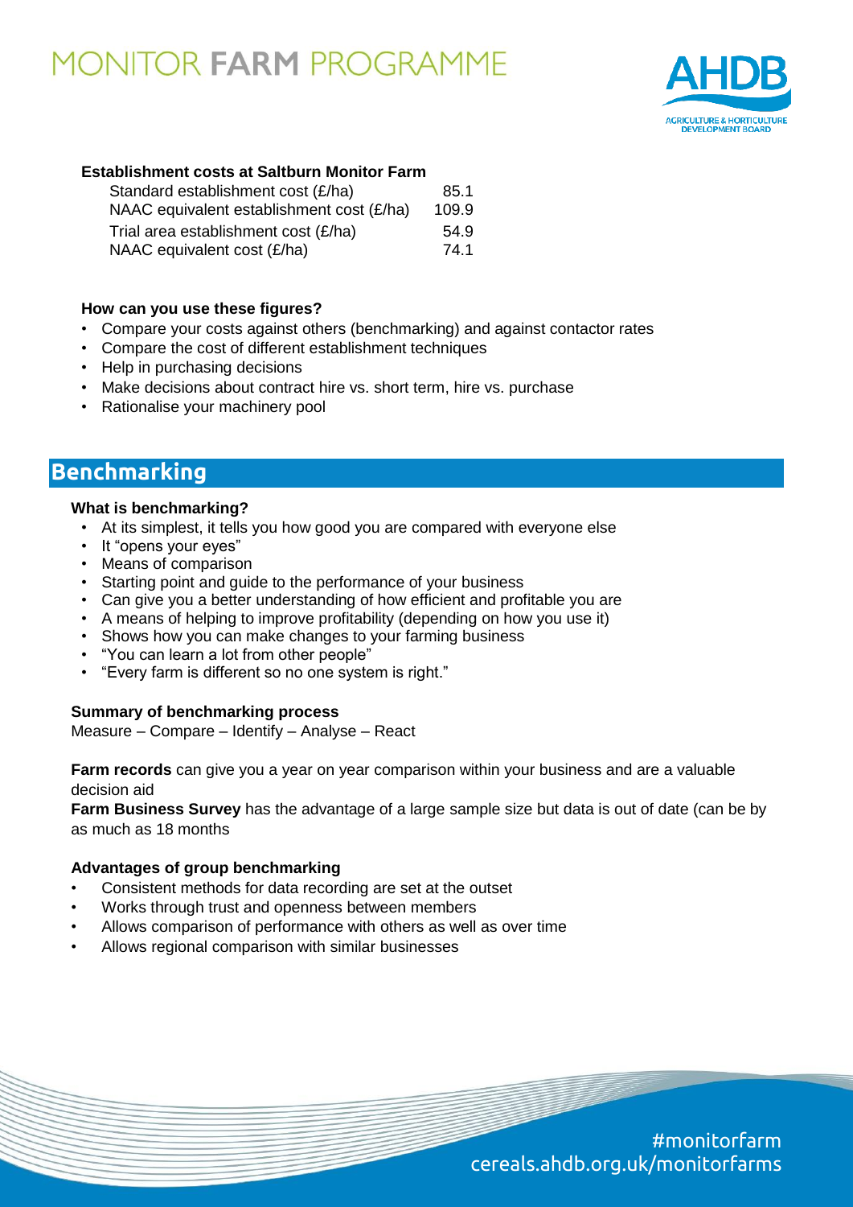**Establishment costs at Saltburn Monitor Farm**

| | |
|---|---|
| Standard establishment cost (£/ha) | 85.1 |
| NAAC equivalent establishment cost (£/ha) | 109.9 |
| Trial area establishment cost (£/ha) | 54.9 |
| NAAC equivalent cost (£/ha) | 74.1 |

**How can you use these figures?**

- Compare your costs against others (benchmarking) and against contactor rates
- Compare the cost of different establishment techniques
- Help in purchasing decisions
- Make decisions about contract hire vs. short term, hire vs. purchase
- Rationalise your machinery pool

## Benchmarking

**What is benchmarking?**

- At its simplest, it tells you how good you are compared with everyone else
- It "opens your eyes"
- Means of comparison
- Starting point and guide to the performance of your business
- Can give you a better understanding of how efficient and profitable you are
- A means of helping to improve profitability (depending on how you use it)
- Shows how you can make changes to your farming business
- "You can learn a lot from other people"
- "Every farm is different so no one system is right."

**Summary of benchmarking process**

Measure – Compare – Identify – Analyse – React

**Farm records** can give you a year on year comparison within your business and are a valuable decision aid

**Farm Business Survey** has the advantage of a large sample size but data is out of date (can be by as much as 18 months

**Advantages of group benchmarking**

- Consistent methods for data recording are set at the outset
- Works through trust and openness between members
- Allows comparison of performance with others as well as over time
- Allows regional comparison with similar businesses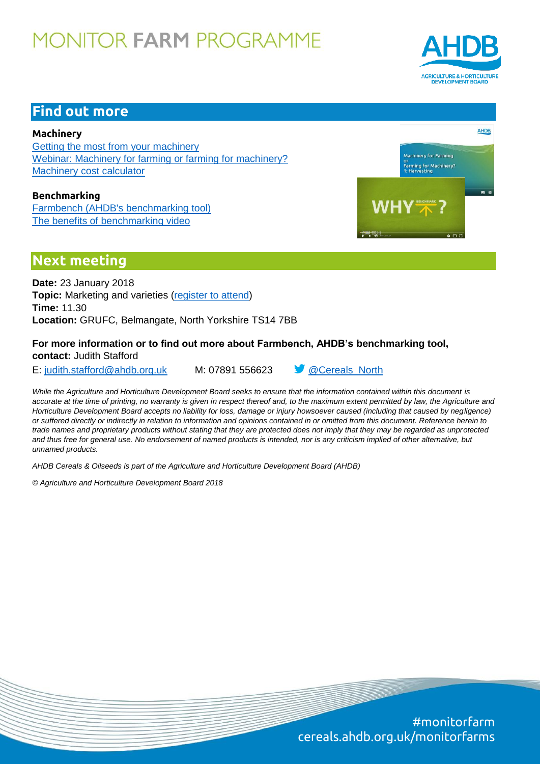# MONITOR FARM PROGRAMME

## Find out more

**Machinery**

Getting the most from your machinery
Webinar: Machinery for farming or farming for machinery?
Machinery cost calculator

**Benchmarking**

Farmbench (AHDB's benchmarking tool)
The benefits of benchmarking video

## Next meeting

**Date:** 23 January 2018
**Topic:** Marketing and varieties (register to attend)
**Time:** 11.30
**Location:** GRUFC, Belmangate, North Yorkshire TS14 7BB

**For more information or to find out more about Farmbench, AHDB's benchmarking tool, contact:** Judith Stafford

E: judith.stafford@ahdb.org.uk M: 07891 556623 @Cereals_North

*While the Agriculture and Horticulture Development Board seeks to ensure that the information contained within this document is accurate at the time of printing, no warranty is given in respect thereof and, to the maximum extent permitted by law, the Agriculture and Horticulture Development Board accepts no liability for loss, damage or injury howsoever caused (including that caused by negligence) or suffered directly or indirectly in relation to information and opinions contained in or omitted from this document. Reference herein to trade names and proprietary products without stating that they are protected does not imply that they may be regarded as unprotected and thus free for general use. No endorsement of named products is intended, nor is any criticism implied of other alternative, but unnamed products.*

*AHDB Cereals & Oilseeds is part of the Agriculture and Horticulture Development Board (AHDB)*

*© Agriculture and Horticulture Development Board 2018*

#monitorfarm
cereals.ahdb.org.uk/monitorfarms